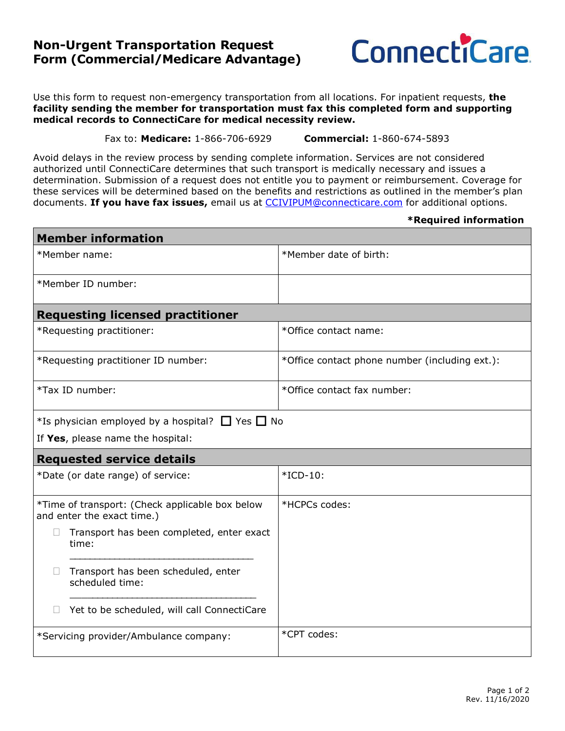# Non-Urgent Transportation Request Form (Commercial/Medicare Advantage)

ConnectiCare

Use this form to request non-emergency transportation from all locations. For inpatient requests, **the facility sending the member for transportation must fax this completed form and supporting medical records to ConnectiCare for medical necessity review.**

Fax to: **Medicare:** 1-866-706-6929 **Commercial:** 1-860-674-5893

Avoid delays in the review process by sending complete information. Services are not considered authorized until ConnectiCare determines that such transport is medically necessary and issues a determination. Submission of a request does not entitle you to payment or reimbursement. Coverage for these services will be determined based on the benefits and restrictions as outlined in the member's plan documents. **If you have fax issues,** email us at CCIVIPUM@connecticare.com for additional options.

**\*Required information**

| **Member information** | |
|---|---|
| *Member name: | *Member date of birth: |
| *Member ID number: | |
| **Requesting licensed practitioner** | |
| *Requesting practitioner: | *Office contact name: |
| *Requesting practitioner ID number: | *Office contact phone number (including ext.): |
| *Tax ID number: | *Office contact fax number: |
| *Is physician employed by a hospital? ☐ Yes ☐ No<br>If **Yes**, please name the hospital: | |
| **Requested service details** | |
| *Date (or date range) of service: | *ICD-10: |
| *Time of transport: (Check applicable box below and enter the exact time.)<br>☐ Transport has been completed, enter exact time: ____________________<br>☐ Transport has been scheduled, enter scheduled time: ____________________<br>☐ Yet to be scheduled, will call ConnectiCare | *HCPCs codes: |
| *Servicing provider/Ambulance company: | *CPT codes: |

Rev. 11/16/2020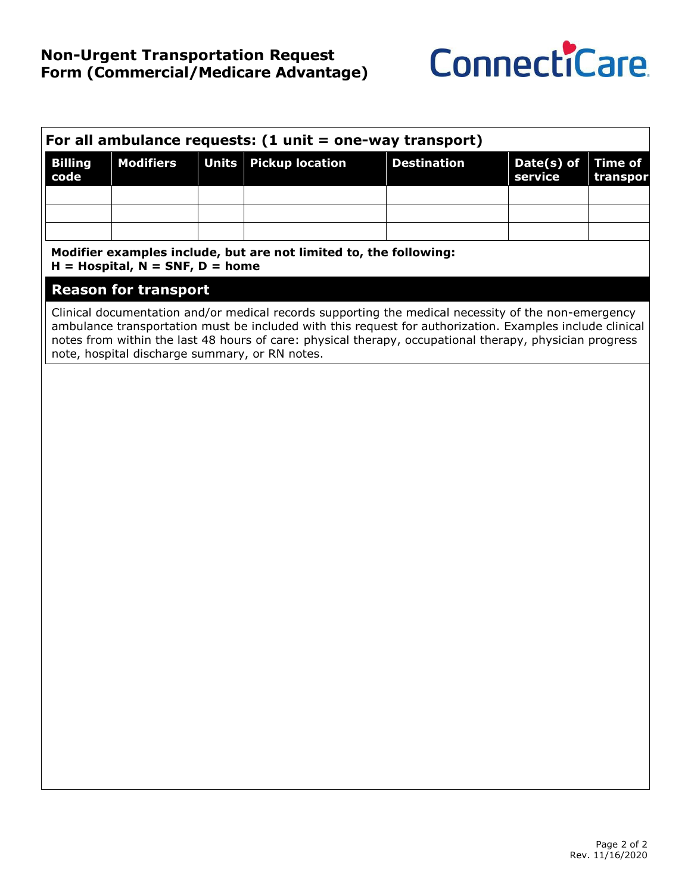# Non-Urgent Transportation Request Form (Commercial/Medicare Advantage)

ConnectiCare

## For all ambulance requests: (1 unit = one-way transport)

| Billing code | Modifiers | Units | Pickup location | Destination | Date(s) of service | Time of transport |
|---|---|---|---|---|---|---|
| | | | | | | |
| | | | | | | |
| | | | | | | |

**Modifier examples include, but are not limited to, the following:**
**H = Hospital, N = SNF, D = home**

## Reason for transport

Clinical documentation and/or medical records supporting the medical necessity of the non-emergency ambulance transportation must be included with this request for authorization. Examples include clinical notes from within the last 48 hours of care: physical therapy, occupational therapy, physician progress note, hospital discharge summary, or RN notes.

Rev. 11/16/2020